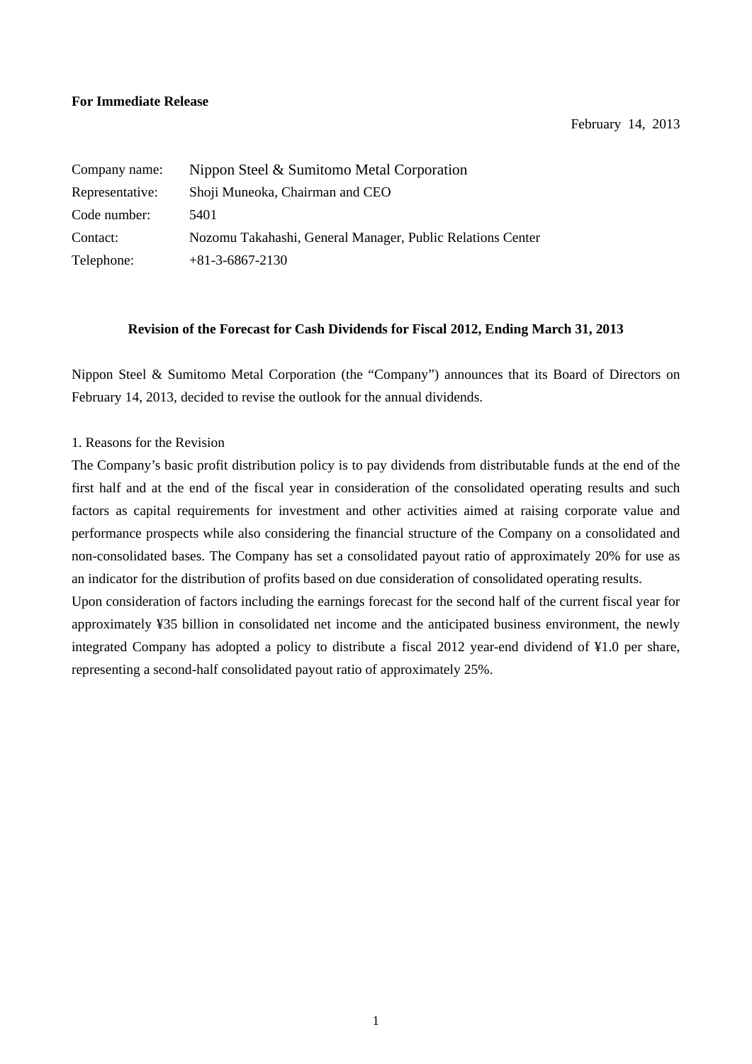**For Immediate Release**

February 14, 2013

| | |
|---|---|
| Company name: | Nippon Steel & Sumitomo Metal Corporation |
| Representative: | Shoji Muneoka, Chairman and CEO |
| Code number: | 5401 |
| Contact: | Nozomu Takahashi, General Manager, Public Relations Center |
| Telephone: | +81-3-6867-2130 |

**Revision of the Forecast for Cash Dividends for Fiscal 2012, Ending March 31, 2013**

Nippon Steel & Sumitomo Metal Corporation (the "Company") announces that its Board of Directors on February 14, 2013, decided to revise the outlook for the annual dividends.

1. Reasons for the Revision

The Company's basic profit distribution policy is to pay dividends from distributable funds at the end of the first half and at the end of the fiscal year in consideration of the consolidated operating results and such factors as capital requirements for investment and other activities aimed at raising corporate value and performance prospects while also considering the financial structure of the Company on a consolidated and non-consolidated bases. The Company has set a consolidated payout ratio of approximately 20% for use as an indicator for the distribution of profits based on due consideration of consolidated operating results.

Upon consideration of factors including the earnings forecast for the second half of the current fiscal year for approximately ¥35 billion in consolidated net income and the anticipated business environment, the newly integrated Company has adopted a policy to distribute a fiscal 2012 year-end dividend of ¥1.0 per share, representing a second-half consolidated payout ratio of approximately 25%.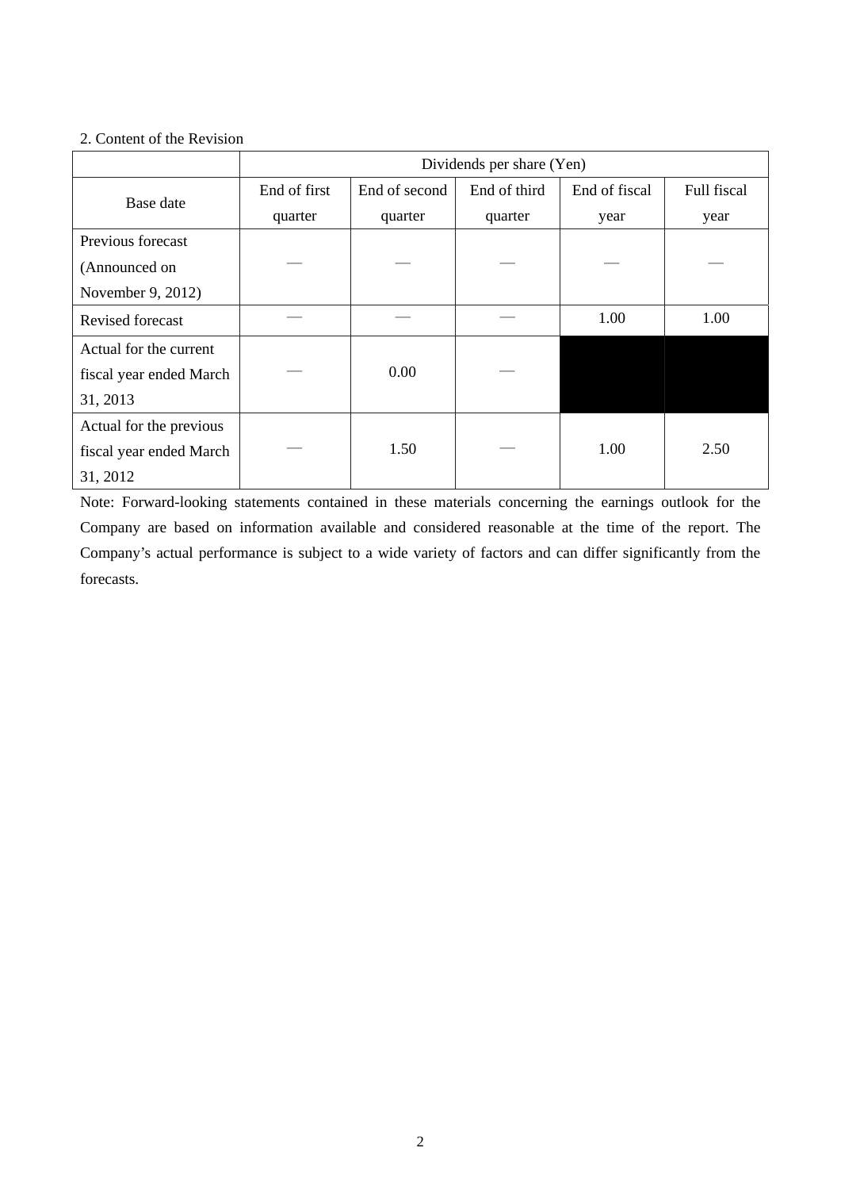2. Content of the Revision

| | Dividends per share (Yen) | | | | |
|---|---|---|---|---|---|
| Base date | End of first quarter | End of second quarter | End of third quarter | End of fiscal year | Full fiscal year |
| Previous forecast (Announced on November 9, 2012) | — | — | — | — | — |
| Revised forecast | — | — | — | 1.00 | 1.00 |
| Actual for the current fiscal year ended March 31, 2013 | — | 0.00 | — | | |
| Actual for the previous fiscal year ended March 31, 2012 | — | 1.50 | — | 1.00 | 2.50 |

Note: Forward-looking statements contained in these materials concerning the earnings outlook for the Company are based on information available and considered reasonable at the time of the report. The Company's actual performance is subject to a wide variety of factors and can differ significantly from the forecasts.